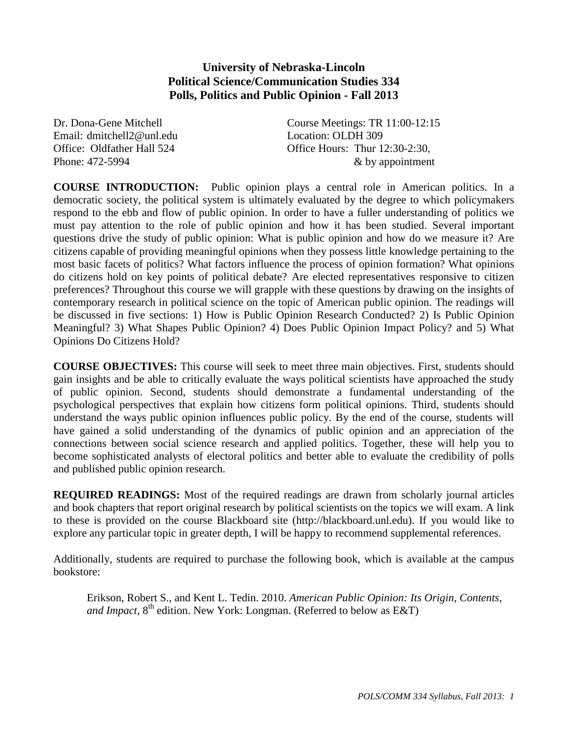**University of Nebraska-Lincoln**
**Political Science/Communication Studies 334**
**Polls, Politics and Public Opinion - Fall 2013**

Dr. Dona-Gene Mitchell
Email: dmitchell2@unl.edu
Office: Oldfather Hall 524
Phone: 472-5994

Course Meetings: TR 11:00-12:15
Location: OLDH 309
Office Hours: Thur 12:30-2:30, & by appointment

**COURSE INTRODUCTION:** Public opinion plays a central role in American politics. In a democratic society, the political system is ultimately evaluated by the degree to which policymakers respond to the ebb and flow of public opinion. In order to have a fuller understanding of politics we must pay attention to the role of public opinion and how it has been studied. Several important questions drive the study of public opinion: What is public opinion and how do we measure it? Are citizens capable of providing meaningful opinions when they possess little knowledge pertaining to the most basic facets of politics? What factors influence the process of opinion formation? What opinions do citizens hold on key points of political debate? Are elected representatives responsive to citizen preferences? Throughout this course we will grapple with these questions by drawing on the insights of contemporary research in political science on the topic of American public opinion. The readings will be discussed in five sections: 1) How is Public Opinion Research Conducted? 2) Is Public Opinion Meaningful? 3) What Shapes Public Opinion? 4) Does Public Opinion Impact Policy? and 5) What Opinions Do Citizens Hold?

**COURSE OBJECTIVES:** This course will seek to meet three main objectives. First, students should gain insights and be able to critically evaluate the ways political scientists have approached the study of public opinion. Second, students should demonstrate a fundamental understanding of the psychological perspectives that explain how citizens form political opinions. Third, students should understand the ways public opinion influences public policy. By the end of the course, students will have gained a solid understanding of the dynamics of public opinion and an appreciation of the connections between social science research and applied politics. Together, these will help you to become sophisticated analysts of electoral politics and better able to evaluate the credibility of polls and published public opinion research.

**REQUIRED READINGS:** Most of the required readings are drawn from scholarly journal articles and book chapters that report original research by political scientists on the topics we will exam. A link to these is provided on the course Blackboard site (http://blackboard.unl.edu). If you would like to explore any particular topic in greater depth, I will be happy to recommend supplemental references.

Additionally, students are required to purchase the following book, which is available at the campus bookstore:

> Erikson, Robert S., and Kent L. Tedin. 2010. *American Public Opinion: Its Origin, Contents, and Impact*, 8th edition. New York: Longman. (Referred to below as E&T)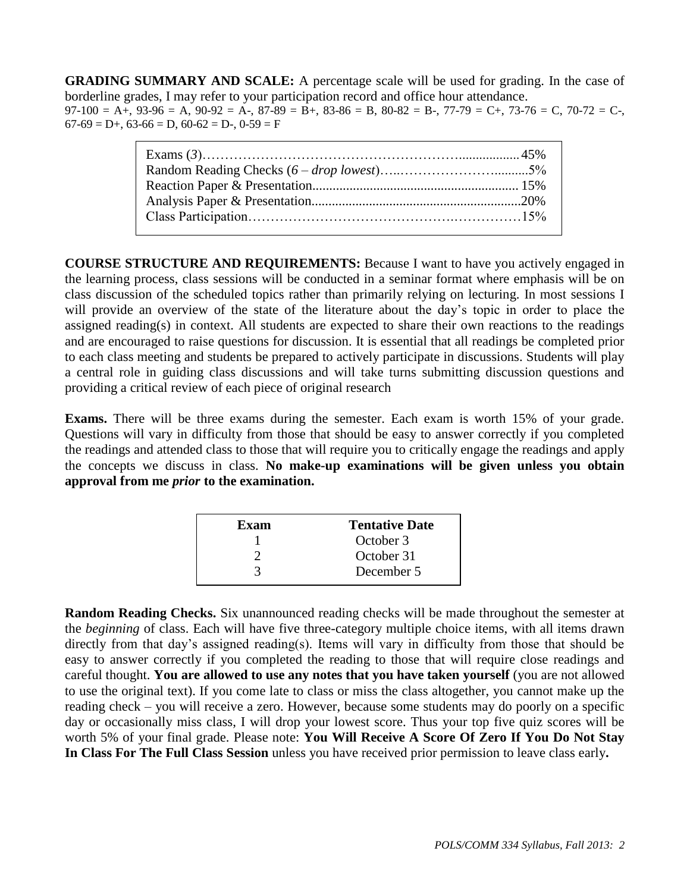**GRADING SUMMARY AND SCALE:** A percentage scale will be used for grading. In the case of borderline grades, I may refer to your participation record and office hour attendance.
97-100 = A+, 93-96 = A, 90-92 = A-, 87-89 = B+, 83-86 = B, 80-82 = B-, 77-79 = C+, 73-76 = C, 70-72 = C-, 67-69 = D+, 63-66 = D, 60-62 = D-, 0-59 = F

| Component | Weight |
|---|---|
| Exams (*3*) | 45% |
| Random Reading Checks (*6 – drop lowest*) | 5% |
| Reaction Paper & Presentation | 15% |
| Analysis Paper & Presentation | 20% |
| Class Participation | 15% |

**COURSE STRUCTURE AND REQUIREMENTS:** Because I want to have you actively engaged in the learning process, class sessions will be conducted in a seminar format where emphasis will be on class discussion of the scheduled topics rather than primarily relying on lecturing. In most sessions I will provide an overview of the state of the literature about the day's topic in order to place the assigned reading(s) in context. All students are expected to share their own reactions to the readings and are encouraged to raise questions for discussion. It is essential that all readings be completed prior to each class meeting and students be prepared to actively participate in discussions. Students will play a central role in guiding class discussions and will take turns submitting discussion questions and providing a critical review of each piece of original research

**Exams.** There will be three exams during the semester. Each exam is worth 15% of your grade. Questions will vary in difficulty from those that should be easy to answer correctly if you completed the readings and attended class to those that will require you to critically engage the readings and apply the concepts we discuss in class. **No make-up examinations will be given unless you obtain approval from me *prior* to the examination.**

| Exam | Tentative Date |
|---|---|
| 1 | October 3 |
| 2 | October 31 |
| 3 | December 5 |

**Random Reading Checks.** Six unannounced reading checks will be made throughout the semester at the *beginning* of class. Each will have five three-category multiple choice items, with all items drawn directly from that day's assigned reading(s). Items will vary in difficulty from those that should be easy to answer correctly if you completed the reading to those that will require close readings and careful thought. **You are allowed to use any notes that you have taken yourself** (you are not allowed to use the original text). If you come late to class or miss the class altogether, you cannot make up the reading check – you will receive a zero. However, because some students may do poorly on a specific day or occasionally miss class, I will drop your lowest score. Thus your top five quiz scores will be worth 5% of your final grade. Please note: **You Will Receive A Score Of Zero If You Do Not Stay In Class For The Full Class Session** unless you have received prior permission to leave class early**.**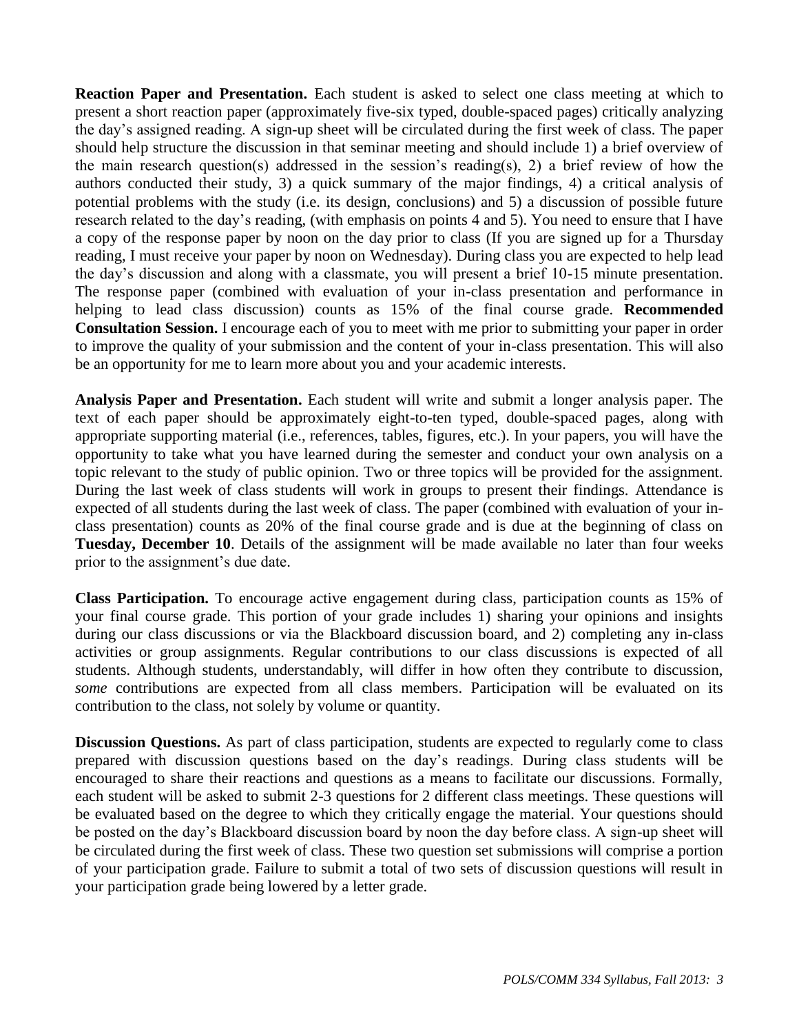**Reaction Paper and Presentation.** Each student is asked to select one class meeting at which to present a short reaction paper (approximately five-six typed, double-spaced pages) critically analyzing the day's assigned reading. A sign-up sheet will be circulated during the first week of class. The paper should help structure the discussion in that seminar meeting and should include 1) a brief overview of the main research question(s) addressed in the session's reading(s), 2) a brief review of how the authors conducted their study, 3) a quick summary of the major findings, 4) a critical analysis of potential problems with the study (i.e. its design, conclusions) and 5) a discussion of possible future research related to the day's reading, (with emphasis on points 4 and 5). You need to ensure that I have a copy of the response paper by noon on the day prior to class (If you are signed up for a Thursday reading, I must receive your paper by noon on Wednesday). During class you are expected to help lead the day's discussion and along with a classmate, you will present a brief 10-15 minute presentation. The response paper (combined with evaluation of your in-class presentation and performance in helping to lead class discussion) counts as 15% of the final course grade. **Recommended Consultation Session.** I encourage each of you to meet with me prior to submitting your paper in order to improve the quality of your submission and the content of your in-class presentation. This will also be an opportunity for me to learn more about you and your academic interests.

**Analysis Paper and Presentation.** Each student will write and submit a longer analysis paper. The text of each paper should be approximately eight-to-ten typed, double-spaced pages, along with appropriate supporting material (i.e., references, tables, figures, etc.). In your papers, you will have the opportunity to take what you have learned during the semester and conduct your own analysis on a topic relevant to the study of public opinion. Two or three topics will be provided for the assignment. During the last week of class students will work in groups to present their findings. Attendance is expected of all students during the last week of class. The paper (combined with evaluation of your in-class presentation) counts as 20% of the final course grade and is due at the beginning of class on **Tuesday, December 10**. Details of the assignment will be made available no later than four weeks prior to the assignment's due date.

**Class Participation.** To encourage active engagement during class, participation counts as 15% of your final course grade. This portion of your grade includes 1) sharing your opinions and insights during our class discussions or via the Blackboard discussion board, and 2) completing any in-class activities or group assignments. Regular contributions to our class discussions is expected of all students. Although students, understandably, will differ in how often they contribute to discussion, *some* contributions are expected from all class members. Participation will be evaluated on its contribution to the class, not solely by volume or quantity.

**Discussion Questions.** As part of class participation, students are expected to regularly come to class prepared with discussion questions based on the day's readings. During class students will be encouraged to share their reactions and questions as a means to facilitate our discussions. Formally, each student will be asked to submit 2-3 questions for 2 different class meetings. These questions will be evaluated based on the degree to which they critically engage the material. Your questions should be posted on the day's Blackboard discussion board by noon the day before class. A sign-up sheet will be circulated during the first week of class. These two question set submissions will comprise a portion of your participation grade. Failure to submit a total of two sets of discussion questions will result in your participation grade being lowered by a letter grade.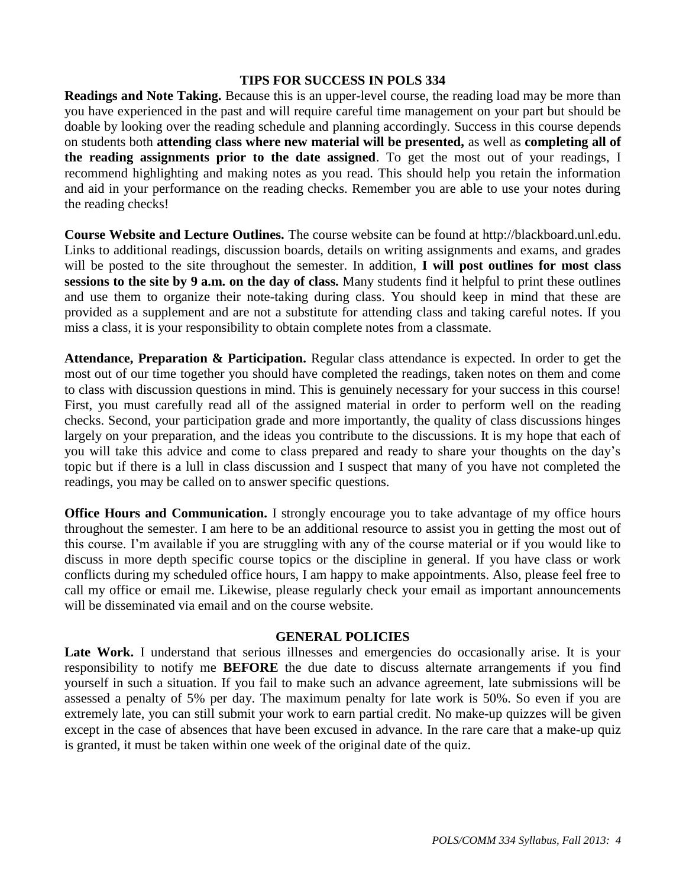## TIPS FOR SUCCESS IN POLS 334

**Readings and Note Taking.** Because this is an upper-level course, the reading load may be more than you have experienced in the past and will require careful time management on your part but should be doable by looking over the reading schedule and planning accordingly. Success in this course depends on students both **attending class where new material will be presented,** as well as **completing all of the reading assignments prior to the date assigned**. To get the most out of your readings, I recommend highlighting and making notes as you read. This should help you retain the information and aid in your performance on the reading checks. Remember you are able to use your notes during the reading checks!

**Course Website and Lecture Outlines.** The course website can be found at http://blackboard.unl.edu. Links to additional readings, discussion boards, details on writing assignments and exams, and grades will be posted to the site throughout the semester. In addition, **I will post outlines for most class sessions to the site by 9 a.m. on the day of class.** Many students find it helpful to print these outlines and use them to organize their note-taking during class. You should keep in mind that these are provided as a supplement and are not a substitute for attending class and taking careful notes. If you miss a class, it is your responsibility to obtain complete notes from a classmate.

**Attendance, Preparation & Participation.** Regular class attendance is expected. In order to get the most out of our time together you should have completed the readings, taken notes on them and come to class with discussion questions in mind. This is genuinely necessary for your success in this course! First, you must carefully read all of the assigned material in order to perform well on the reading checks. Second, your participation grade and more importantly, the quality of class discussions hinges largely on your preparation, and the ideas you contribute to the discussions. It is my hope that each of you will take this advice and come to class prepared and ready to share your thoughts on the day's topic but if there is a lull in class discussion and I suspect that many of you have not completed the readings, you may be called on to answer specific questions.

**Office Hours and Communication.** I strongly encourage you to take advantage of my office hours throughout the semester. I am here to be an additional resource to assist you in getting the most out of this course. I'm available if you are struggling with any of the course material or if you would like to discuss in more depth specific course topics or the discipline in general. If you have class or work conflicts during my scheduled office hours, I am happy to make appointments. Also, please feel free to call my office or email me. Likewise, please regularly check your email as important announcements will be disseminated via email and on the course website.

## GENERAL POLICIES

**Late Work.** I understand that serious illnesses and emergencies do occasionally arise. It is your responsibility to notify me **BEFORE** the due date to discuss alternate arrangements if you find yourself in such a situation. If you fail to make such an advance agreement, late submissions will be assessed a penalty of 5% per day. The maximum penalty for late work is 50%. So even if you are extremely late, you can still submit your work to earn partial credit. No make-up quizzes will be given except in the case of absences that have been excused in advance. In the rare care that a make-up quiz is granted, it must be taken within one week of the original date of the quiz.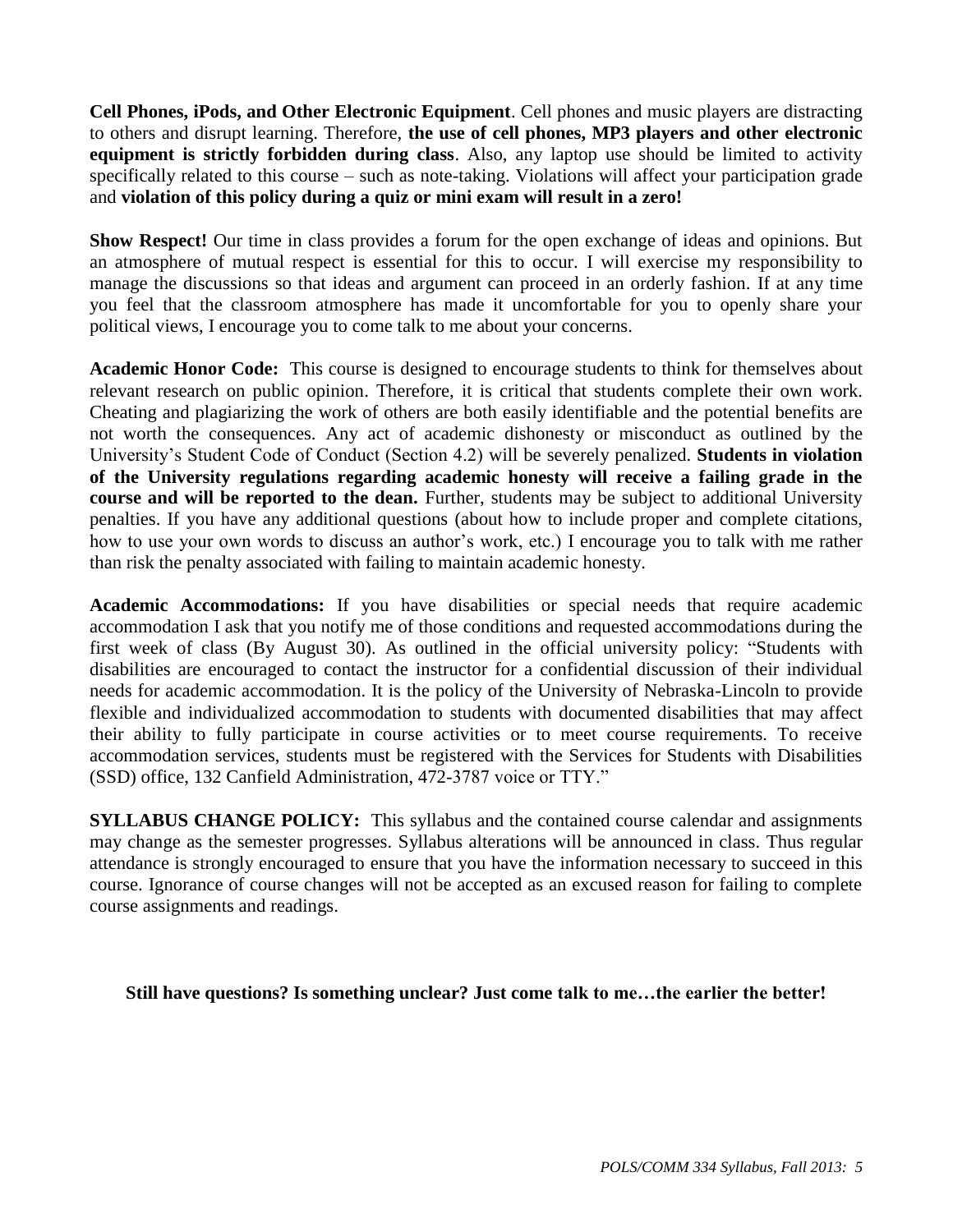**Cell Phones, iPods, and Other Electronic Equipment**. Cell phones and music players are distracting to others and disrupt learning. Therefore, **the use of cell phones, MP3 players and other electronic equipment is strictly forbidden during class**. Also, any laptop use should be limited to activity specifically related to this course – such as note-taking. Violations will affect your participation grade and **violation of this policy during a quiz or mini exam will result in a zero!**

**Show Respect!** Our time in class provides a forum for the open exchange of ideas and opinions. But an atmosphere of mutual respect is essential for this to occur. I will exercise my responsibility to manage the discussions so that ideas and argument can proceed in an orderly fashion. If at any time you feel that the classroom atmosphere has made it uncomfortable for you to openly share your political views, I encourage you to come talk to me about your concerns.

**Academic Honor Code:** This course is designed to encourage students to think for themselves about relevant research on public opinion. Therefore, it is critical that students complete their own work. Cheating and plagiarizing the work of others are both easily identifiable and the potential benefits are not worth the consequences. Any act of academic dishonesty or misconduct as outlined by the University's Student Code of Conduct (Section 4.2) will be severely penalized. **Students in violation of the University regulations regarding academic honesty will receive a failing grade in the course and will be reported to the dean.** Further, students may be subject to additional University penalties. If you have any additional questions (about how to include proper and complete citations, how to use your own words to discuss an author's work, etc.) I encourage you to talk with me rather than risk the penalty associated with failing to maintain academic honesty.

**Academic Accommodations:** If you have disabilities or special needs that require academic accommodation I ask that you notify me of those conditions and requested accommodations during the first week of class (By August 30). As outlined in the official university policy: "Students with disabilities are encouraged to contact the instructor for a confidential discussion of their individual needs for academic accommodation. It is the policy of the University of Nebraska-Lincoln to provide flexible and individualized accommodation to students with documented disabilities that may affect their ability to fully participate in course activities or to meet course requirements. To receive accommodation services, students must be registered with the Services for Students with Disabilities (SSD) office, 132 Canfield Administration, 472-3787 voice or TTY."

**SYLLABUS CHANGE POLICY:** This syllabus and the contained course calendar and assignments may change as the semester progresses. Syllabus alterations will be announced in class. Thus regular attendance is strongly encouraged to ensure that you have the information necessary to succeed in this course. Ignorance of course changes will not be accepted as an excused reason for failing to complete course assignments and readings.

**Still have questions? Is something unclear? Just come talk to me…the earlier the better!**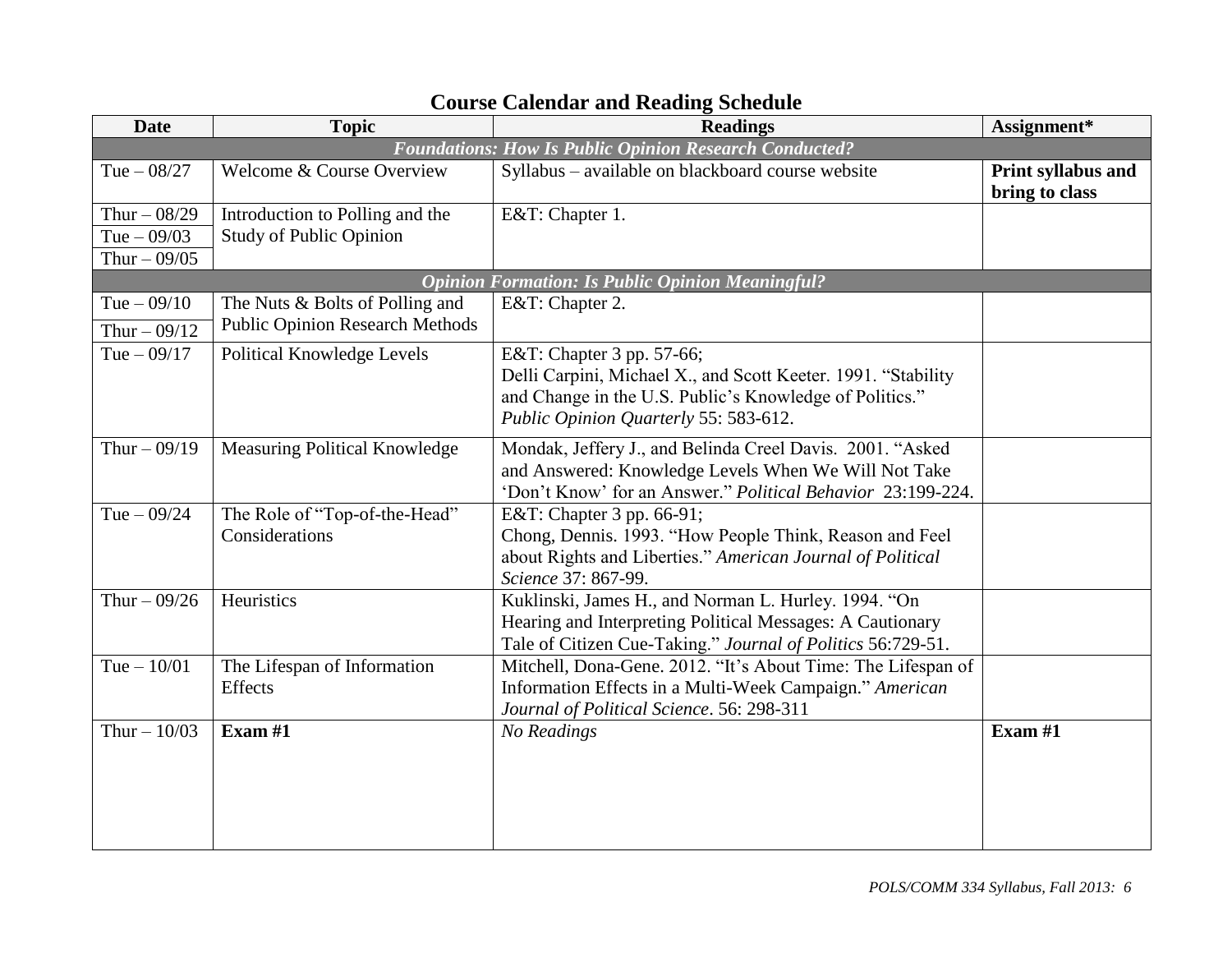## Course Calendar and Reading Schedule

| Date | Topic | Readings | Assignment* |
|---|---|---|---|
| ***Foundations: How Is Public Opinion Research Conducted?*** | | | |
| Tue – 08/27 | Welcome & Course Overview | Syllabus – available on blackboard course website | **Print syllabus and bring to class** |
| Thur – 08/29<br>Tue – 09/03<br>Thur – 09/05 | Introduction to Polling and the Study of Public Opinion | E&T: Chapter 1. | |
| ***Opinion Formation: Is Public Opinion Meaningful?*** | | | |
| Tue – 09/10<br>Thur – 09/12 | The Nuts & Bolts of Polling and Public Opinion Research Methods | E&T: Chapter 2. | |
| Tue – 09/17 | Political Knowledge Levels | E&T: Chapter 3 pp. 57-66;<br>Delli Carpini, Michael X., and Scott Keeter. 1991. "Stability and Change in the U.S. Public's Knowledge of Politics." *Public Opinion Quarterly* 55: 583-612. | |
| Thur – 09/19 | Measuring Political Knowledge | Mondak, Jeffery J., and Belinda Creel Davis. 2001. "Asked and Answered: Knowledge Levels When We Will Not Take 'Don't Know' for an Answer." *Political Behavior* 23:199-224. | |
| Tue – 09/24 | The Role of "Top-of-the-Head" Considerations | E&T: Chapter 3 pp. 66-91;<br>Chong, Dennis. 1993. "How People Think, Reason and Feel about Rights and Liberties." *American Journal of Political Science* 37: 867-99. | |
| Thur – 09/26 | Heuristics | Kuklinski, James H., and Norman L. Hurley. 1994. "On Hearing and Interpreting Political Messages: A Cautionary Tale of Citizen Cue-Taking." *Journal of Politics* 56:729-51. | |
| Tue – 10/01 | The Lifespan of Information Effects | Mitchell, Dona-Gene. 2012. "It's About Time: The Lifespan of Information Effects in a Multi-Week Campaign." *American Journal of Political Science*. 56: 298-311 | |
| Thur – 10/03 | **Exam #1** | *No Readings* | **Exam #1** |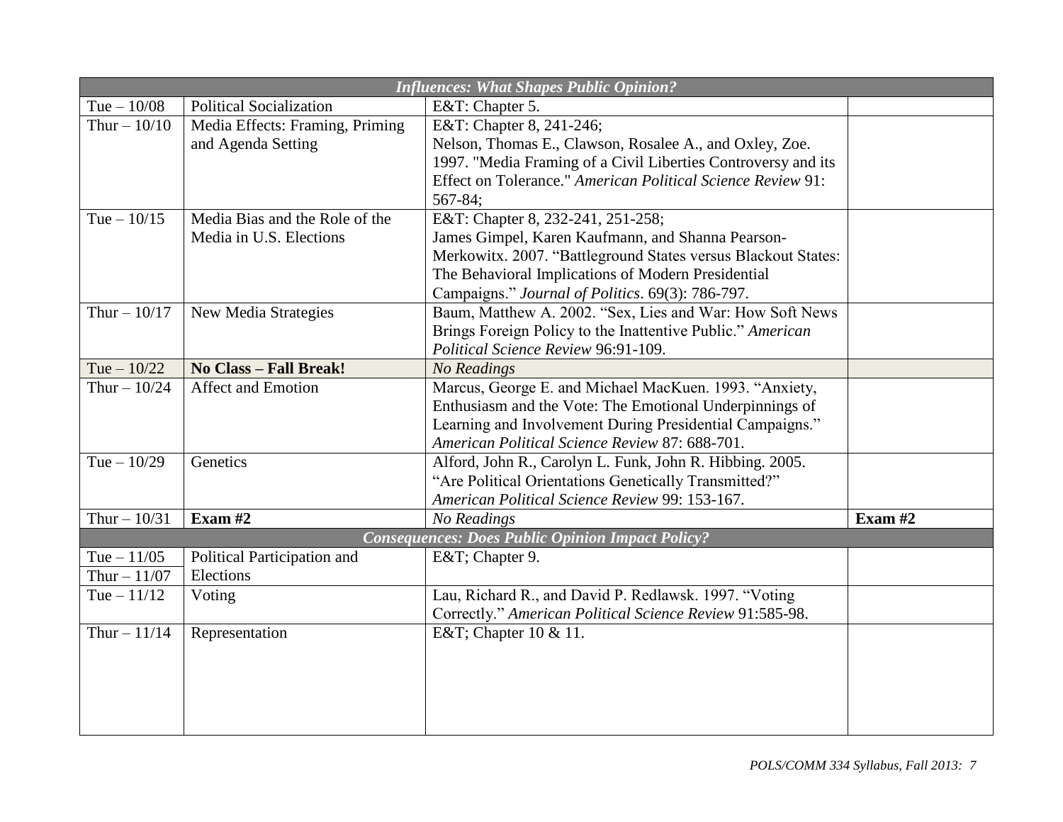| *Influences: What Shapes Public Opinion?* | | | |
|---|---|---|---|
| Tue – 10/08 | Political Socialization | E&T: Chapter 5. | |
| Thur – 10/10 | Media Effects: Framing, Priming and Agenda Setting | E&T: Chapter 8, 241-246; Nelson, Thomas E., Clawson, Rosalee A., and Oxley, Zoe. 1997. "Media Framing of a Civil Liberties Controversy and its Effect on Tolerance." *American Political Science Review* 91: 567-84; | |
| Tue – 10/15 | Media Bias and the Role of the Media in U.S. Elections | E&T: Chapter 8, 232-241, 251-258; James Gimpel, Karen Kaufmann, and Shanna Pearson-Merkowitx. 2007. "Battleground States versus Blackout States: The Behavioral Implications of Modern Presidential Campaigns." *Journal of Politics*. 69(3): 786-797. | |
| Thur – 10/17 | New Media Strategies | Baum, Matthew A. 2002. "Sex, Lies and War: How Soft News Brings Foreign Policy to the Inattentive Public." *American Political Science Review* 96:91-109. | |
| Tue – 10/22 | **No Class – Fall Break!** | *No Readings* | |
| Thur – 10/24 | Affect and Emotion | Marcus, George E. and Michael MacKuen. 1993. "Anxiety, Enthusiasm and the Vote: The Emotional Underpinnings of Learning and Involvement During Presidential Campaigns." *American Political Science Review* 87: 688-701. | |
| Tue – 10/29 | Genetics | Alford, John R., Carolyn L. Funk, John R. Hibbing. 2005. "Are Political Orientations Genetically Transmitted?" *American Political Science Review* 99: 153-167. | |
| Thur – 10/31 | **Exam #2** | *No Readings* | **Exam #2** |
| *Consequences: Does Public Opinion Impact Policy?* | | | |
| Tue – 11/05 | Political Participation and Elections | E&T; Chapter 9. | |
| Thur – 11/07 | | | |
| Tue – 11/12 | Voting | Lau, Richard R., and David P. Redlawsk. 1997. "Voting Correctly." *American Political Science Review* 91:585-98. | |
| Thur – 11/14 | Representation | E&T; Chapter 10 & 11. | |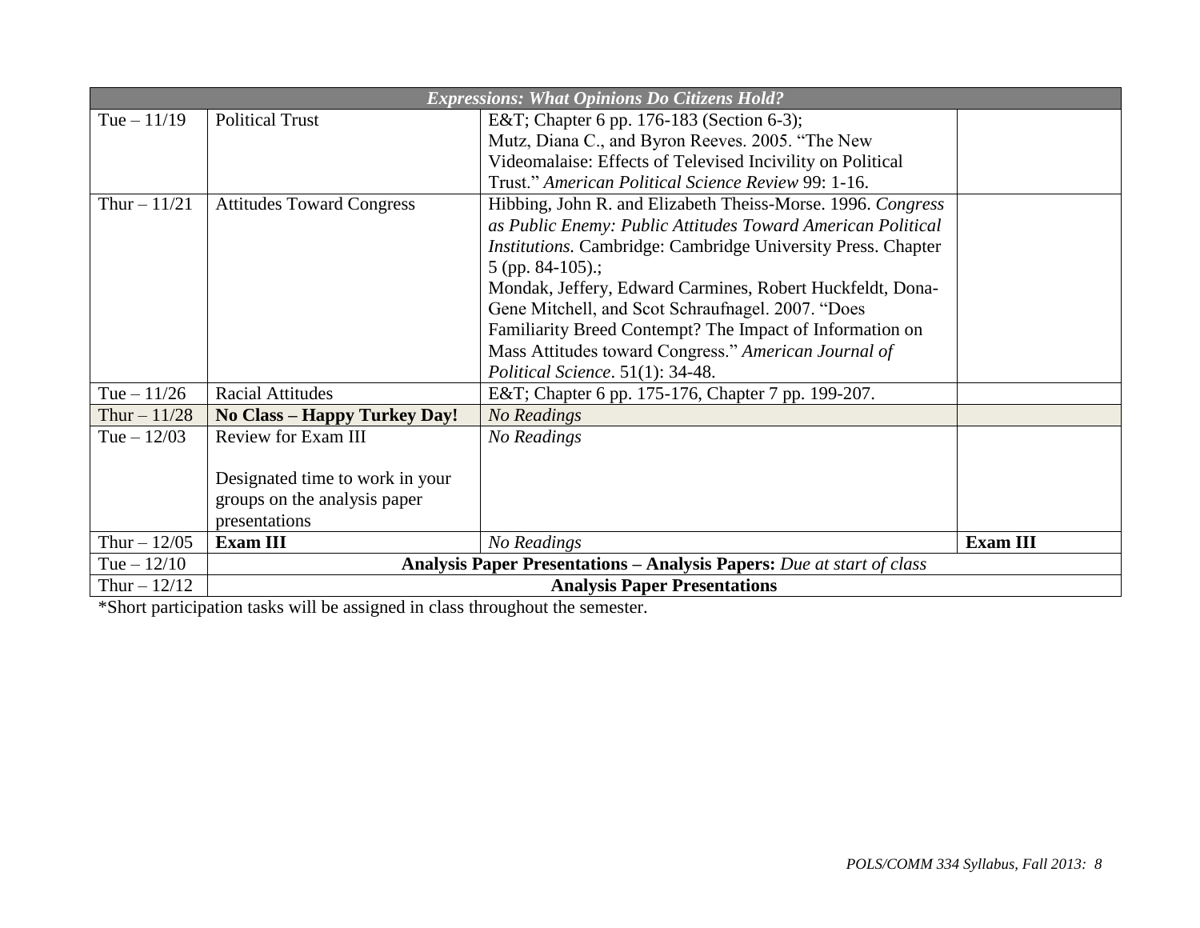| | | | |
|---|---|---|---|
| ***Expressions: What Opinions Do Citizens Hold?*** | | | |
| Tue – 11/19 | Political Trust | E&T; Chapter 6 pp. 176-183 (Section 6-3); Mutz, Diana C., and Byron Reeves. 2005. "The New Videomalaise: Effects of Televised Incivility on Political Trust." *American Political Science Review* 99: 1-16. | |
| Thur – 11/21 | Attitudes Toward Congress | Hibbing, John R. and Elizabeth Theiss-Morse. 1996. *Congress as Public Enemy: Public Attitudes Toward American Political Institutions.* Cambridge: Cambridge University Press. Chapter 5 (pp. 84-105).; Mondak, Jeffery, Edward Carmines, Robert Huckfeldt, Dona-Gene Mitchell, and Scot Schraufnagel. 2007. "Does Familiarity Breed Contempt? The Impact of Information on Mass Attitudes toward Congress." *American Journal of Political Science*. 51(1): 34-48. | |
| Tue – 11/26 | Racial Attitudes | E&T; Chapter 6 pp. 175-176, Chapter 7 pp. 199-207. | |
| Thur – 11/28 | **No Class – Happy Turkey Day!** | *No Readings* | |
| Tue – 12/03 | Review for Exam III<br><br>Designated time to work in your groups on the analysis paper presentations | *No Readings* | |
| Thur – 12/05 | **Exam III** | *No Readings* | **Exam III** |
| Tue – 12/10 | **Analysis Paper Presentations – Analysis Papers:** *Due at start of class* | | |
| Thur – 12/12 | **Analysis Paper Presentations** | | |

*Short participation tasks will be assigned in class throughout the semester.